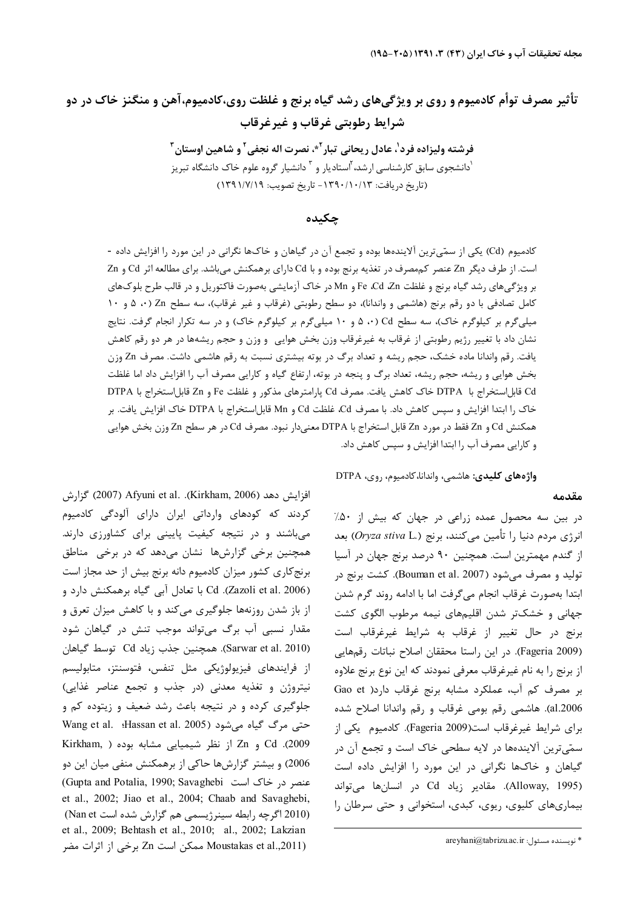# تأثیر مصرف توأم کادمیوم و روی بر ویژگی‌های رشد گیاه برنج و غلظت روی،کادمیوم،آهن و منگنز خاک در دو شرایط رطوبتی غرقاب و غیرغرقاب

**فرشته ولیزاده فرد[1]، عادل ریحانی تبار[2]*، نصرت اله نجفی[2] و شاهین اوستان[3]**

[1]دانشجوی سابق کارشناسی ارشد، [2]استادیار و [3] دانشیار گروه علوم خاک دانشگاه تبریز

(تاریخ دریافت: ۱۳۹۰/۱۰/۱۳- تاریخ تصویب: ۱۳۹۱/۷/۱۹)

## چکیده

کادمیوم (Cd) یکی از سمّی‌ترین آلاینده‌ها بوده و تجمع آن در گیاهان و خاک‌ها نگرانی در این مورد را افزایش داده - است. از طرف دیگر Zn عنصر کم‌مصرف در تغذیه برنج بوده و با Cd دارای برهمکنش می‌باشد. برای مطالعه اثر Cd و Zn بر ویژگی‌های رشد گیاه برنج و غلظت Fe ،Cd ،Zn و Mn در خاک آزمایشی به‌صورت فاکتوریل و در قالب طرح بلوک‌های کامل تصادفی با دو رقم برنج (هاشمی و واندانا)، دو سطح رطوبتی (غرقاب و غیر غرقاب)، سه سطح Zn (۰، ۵ و ۱۰ میلی‌گرم بر کیلوگرم خاک)، سه سطح Cd (۰، ۵ و ۱۰ میلی‌گرم بر کیلوگرم خاک) و در سه تکرار انجام گرفت. نتایج نشان داد با تغییر رژیم رطوبتی از غرقاب به غیرغرقاب وزن بخش هوایی و وزن و حجم ریشه‌ها در هر دو رقم کاهش یافت. رقم واندانا ماده خشک، حجم ریشه و تعداد برگ در بوته بیشتری نسبت به رقم هاشمی داشت. مصرف Zn وزن بخش هوایی و ریشه، حجم ریشه، تعداد برگ و پنجه در بوته، ارتفاع گیاه و کارایی مصرف آب را افزایش داد اما غلظت Cd قابل‌استخراج با DTPA خاک کاهش یافت. مصرف Cd پارامترهای مذکور و غلظت Fe و Zn قابل‌استخراج با DTPA خاک را ابتدا افزایش و سپس کاهش داد. با مصرف Cd، غلظت Cd و Mn قابل‌استخراج با DTPA خاک افزایش یافت. بر همکنش Cd و Zn فقط در مورد Zn قابل استخراج با DTPA معنی‌دار نبود. مصرف Cd در هر سطح Zn وزن بخش هوایی و کارایی مصرف آب را ابتدا افزایش و سپس کاهش داد.

**واژه‌های کلیدی:** هاشمی، واندانا،کادمیوم، روی، DTPA

## مقدمه

در بین سه محصول عمده زراعی در جهان که بیش از ۵۰٪ انرژی مردم دنیا را تأمین می‌کنند، برنج (*Oryza stiva* L.) بعد از گندم مهمترین است. همچنین ۹۰ درصد برنج جهان در آسیا تولید و مصرف می‌شود (Bouman et al. 2007). کشت برنج در ابتدا به‌صورت غرقاب انجام می‌گرفت اما با ادامه روند گرم شدن جهانی و خشک‌تر شدن اقلیم‌های نیمه مرطوب الگوی کشت برنج در حال تغییر از غرقاب به شرایط غیرغرقاب است (Fageria 2009). در این راستا محققان اصلاح نباتات رقم‌هایی از برنج را به نام غیرغرقاب معرفی نمودند که این نوع برنج علاوه بر مصرف کم آب، عملکرد مشابه برنج غرقاب دارد( Gao et al.2006). هاشمی رقم بومی غرقاب و رقم واندانا اصلاح شده برای شرایط غیرغرقاب است(Fageria 2009). کادمیوم یکی از سمّی‌ترین آلاینده‌ها در لایه سطحی خاک است و تجمع آن در گیاهان و خاک‌ها نگرانی در این مورد را افزایش داده است (Alloway, 1995). مقادیر زیاد Cd در انسان‌ها می‌تواند بیماری‌های کلیوی، ریوی، کبدی، استخوانی و حتی سرطان را افزایش دهد (Kirkham, 2006). Afyuni et al. (2007) گزارش کردند که کودهای وارداتی ایران دارای آلودگی کادمیوم می‌باشند و در نتیجه کیفیت پایینی برای کشاورزی دارند. همچنین برخی گزارش‌ها نشان می‌دهد که در برخی مناطق برنج‌کاری کشور میزان کادمیوم دانه برنج بیش از حد مجاز است (Zazoli et al. 2006). Cd با تعادل آبی گیاه برهمکنش دارد و از باز شدن روزنه‌ها جلوگیری می‌کند و با کاهش میزان تعرق و مقدار نسبی آب برگ می‌تواند موجب تنش در گیاهان شود (Sarwar et al. 2010). همچنین جذب زیاد Cd توسط گیاهان از فرایندهای فیزیولوژیکی مثل تنفس، فتوسنتز، متابولیسم نیتروژن و تغذیه معدنی (در جذب و تجمع عناصر غذایی) جلوگیری کرده و در نتیجه باعث رشد ضعیف و زیتوده کم و حتی مرگ گیاه می‌شود (Hassan et al. 2005؛ Wang et al. 2009). Cd و Zn از نظر شیمیایی مشابه بوده ( Kirkham, 2006) و بیشتر گزارش‌ها حاکی از برهمکنش منفی میان این دو عنصر در خاک است (Gupta and Potalia, 1990; Savaghebi et al., 2002; Jiao et al., 2004; Chaab and Savaghebi, 2010) اگرچه رابطه سینرژیسمی هم گزارش شده است (Nan et al., 2002; Lakzian et al., 2009; Behtash et al., 2010; Moustakas et al.,2011) ممکن است Zn برخی از اثرات مضر

\* نویسنده مسئول: areyhani@tabrizu.ac.ir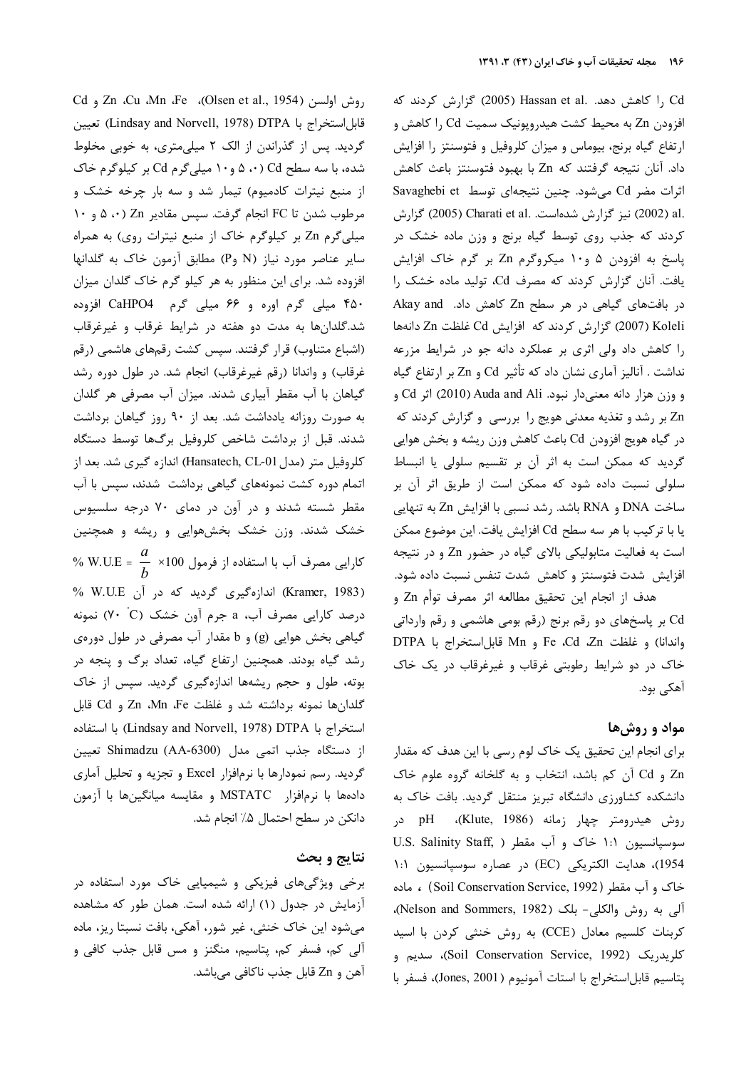Cd را کاهش دهد. Hassan et al. (2005) گزارش کردند که افزودن Zn به محیط کشت هیدروپونیک سمیت Cd را کاهش و ارتفاع گیاه برنج، بیوماس و میزان کلروفیل و فتوسنتز را افزایش داد. آنان نتیجه گرفتند که Zn با بهبود فتوسنتز باعث کاهش اثرات مضر Cd می‌شود. چنین نتیجه‌ای توسط Savaghebi et al. (2002) نیز گزارش شده‌است. Charati et al. (2005) گزارش کردند که جذب روی توسط گیاه برنج و وزن ماده خشک در پاسخ به افزودن ۵ و۱۰ میکروگرم Zn بر گرم خاک افزایش یافت. آنان گزارش کردند که مصرف Cd، تولید ماده خشک را در بافت‌های گیاهی در هر سطح Zn کاهش داد. Akay and Koleli (2007) گزارش کردند که افزایش Cd غلظت Zn دانه‌ها را کاهش داد ولی اثری بر عملکرد دانه جو در شرایط مزرعه نداشت . آنالیز آماری نشان داد که تأثیر Cd و Zn بر ارتفاع گیاه و وزن هزار دانه معنی‌دار نبود. Auda and Ali (2010) اثر Cd و Zn بر رشد و تغذیه معدنی هویج را بررسی و گزارش کردند که در گیاه هویج افزودن Cd باعث کاهش وزن ریشه و بخش هوایی گردید که ممکن است به اثر آن بر تقسیم سلولی یا انبساط سلولی نسبت داده شود که ممکن است از طریق اثر آن بر ساخت DNA و RNA باشد. رشد نسبی با افزایش Zn به تنهایی یا با ترکیب با هر سه سطح Cd افزایش یافت. این موضوع ممکن است به فعالیت متابولیکی بالای گیاه در حضور Zn و در نتیجه افزایش شدت فتوسنتز و کاهش شدت تنفس نسبت داده شود.

هدف از انجام این تحقیق مطالعه اثر مصرف توأم Zn و Cd بر پاسخ‌های دو رقم برنج (رقم بومی هاشمی و رقم وارداتی واندانا) و غلظت Fe ،Cd ،Zn و Mn قابل‌استخراج با DTPA خاک در دو شرایط رطوبتی غرقاب و غیرغرقاب در یک خاک آهکی بود.

## مواد و روش‌ها

برای انجام این تحقیق یک خاک لوم رسی با این هدف که مقدار Zn و Cd آن کم باشد، انتخاب و به گلخانه گروه علوم خاک دانشکده کشاورزی دانشگاه تبریز منتقل گردید. بافت خاک به روش هیدرومتر چهار زمانه (Klute, 1986)، pH در سوسپانسیون ۱:۱ خاک و آب مقطر (U.S. Salinity Staff, 1954)، هدایت الکتریکی (EC) در عصاره سوسپانسیون ۱:۱ خاک و آب مقطر (Soil Conservation Service, 1992) ، ماده آلی به روش والکلی- بلک (Nelson and Sommers, 1982)، کربنات کلسیم معادل (CCE) به روش خنثی کردن با اسید کلریدریک (Soil Conservation Service, 1992)، سدیم و پتاسیم قابل‌استخراج با استات آمونیوم (Jones, 2001)، فسفر با روش اولسن (Olsen et al., 1954)، Cu ،Mn ،Fe، Zn و Cd قابل‌استخراج با DTPA (Lindsay and Norvell, 1978) تعیین گردید. پس از گذراندن از الک ۲ میلی‌متری، به خوبی مخلوط شده، با سه سطح Cd (۰، ۵ و۱۰ میلی‌گرم Cd بر کیلوگرم خاک از منبع نیترات کادمیوم) تیمار شد و سه بار چرخه خشک و مرطوب شدن تا FC انجام گرفت. سپس مقادیر Zn (۰، ۵ و ۱۰ میلی‌گرم Zn بر کیلوگرم خاک از منبع نیترات روی) به همراه سایر عناصر مورد نیاز (N وP) مطابق آزمون خاک به گلدانها افزوده شد. برای این منظور به هر کیلو گرم خاک گلدان میزان ۴۵۰ میلی گرم اوره و ۶۶ میلی گرم $CaHPO_4$ افزوده شد.گلدان‌ها به مدت دو هفته در شرایط غرقاب و غیرغرقاب (اشباع متناوب) قرار گرفتند. سپس کشت رقم‌های هاشمی (رقم غرقاب) و واندانا (رقم غیرغرقاب) انجام شد. در طول دوره رشد گیاهان با آب مقطر آبیاری شدند. میزان آب مصرفی هر گلدان به صورت روزانه یادداشت شد. بعد از ۹۰ روز گیاهان برداشت شدند. قبل از برداشت شاخص کلروفیل برگ‌ها توسط دستگاه کلروفیل متر (مدل Hansatech, CL-01) اندازه گیری شد. بعد از اتمام دوره کشت نمونه‌های گیاهی برداشت شدند، سپس با آب مقطر شسته شدند و در آون در دمای ۷۰ درجه سلسیوس خشک شدند. وزن خشک بخش‌هوایی و ریشه و همچنین کارایی مصرف آب با استفاده از فرمول $\% \ W.U.E = \frac{a}{b} \times 100$ (Kramer, 1983) اندازه‌گیری گردید که در آن % W.U.E درصد کارایی مصرف آب، a جرم آون خشک (۷۰ ˚C) نمونه گیاهی بخش هوایی (g) و b مقدار آب مصرفی در طول دوره‌ی رشد گیاه بودند. همچنین ارتفاع گیاه، تعداد برگ و پنجه در بوته، طول و حجم ریشه‌ها اندازه‌گیری گردید. سپس از خاک گلدان‌ها نمونه برداشته شد و غلظت Zn ،Mn ،Fe و Cd قابل استخراج با DTPA (Lindsay and Norvell, 1978) با استفاده از دستگاه جذب اتمی مدل Shimadzu (AA-6300) تعیین گردید. رسم نمودارها با نرم‌افزار Excel و تجزیه و تحلیل آماری داده‌ها با نرم‌افزار MSTATC و مقایسه میانگین‌ها با آزمون دانکن در سطح احتمال ۵٪ انجام شد.

## نتایج و بحث

برخی ویژگی‌های فیزیکی و شیمیایی خاک مورد استفاده در آزمایش در جدول (۱) ارائه شده است. همان طور که مشاهده می‌شود این خاک خنثی، غیر شور، آهکی، بافت نسبتا ریز، ماده آلی کم، فسفر کم، پتاسیم، منگنز و مس قابل جذب کافی و آهن و Zn قابل جذب ناکافی می‌باشد.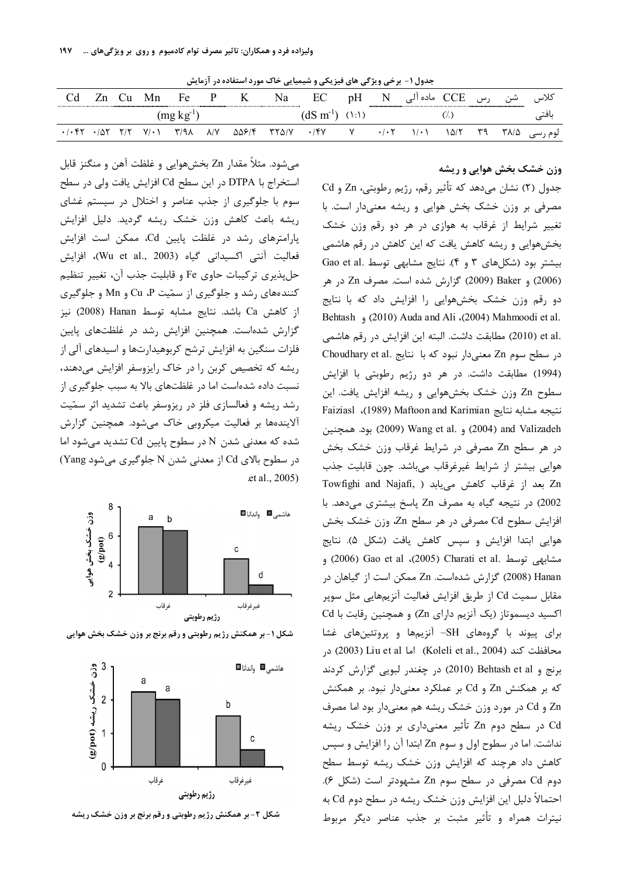جدول ۱- برخی ویژگی های فیزیکی و شیمیایی خاک مورد استفاده در آزمایش

| کلاس بافتی | شن | رس | CCE | ماده آلی | N | pH | EC | Na | K | P | Fe | Mn | Cu | Zn | Cd |
|---|---|---|---|---|---|---|---|---|---|---|---|---|---|---|---|
| | (٪) | | | | | (۱:۱) | $(dS\ m^{-1})$ | $(mg\ kg^{-1})$ | | | | | | | |
| لوم رسی | ۳۸/۵ | ۳۹ | ۱۵/۲ | ۱/۰۱ | ۰/۰۲ | ۷ | ۰/۴۷ | ۳۲۵/۷ | ۵۵۶/۴ | ۸/۷ | ۳/۹۸ | ۷/۰۱ | ۲/۲ | ۰/۵۲ | ۰/۰۴۲ |

## وزن خشک بخش هوایی و ریشه

جدول (۲) نشان می‌دهد که تأثیر رقم، رژیم رطوبتی، Zn و Cd مصرفی بر وزن خشک بخش هوایی و ریشه معنی‌دار است. با تغییر شرایط از غرقاب به هوازی در هر دو رقم وزن خشک بخش‌هوایی و ریشه کاهش یافت که این کاهش در رقم هاشمی بیشتر بود (شکل‌های ۳ و ۴). نتایج مشابهی توسط Gao et al. (2006) و Baker (2009) گزارش شده است. مصرف Zn در هر دو رقم وزن خشک بخش‌هوایی را افزایش داد که با نتایج Mahmoodi et al. (2004)، Auda and Ali (2010) و Behtash et al. (2010) مطابقت داشت. البته این افزایش در رقم هاشمی در سطح سوم Zn معنی‌دار نبود که با نتایج Choudhary et al. (1994) مطابقت داشت. در هر دو رژیم رطوبتی با افزایش سطوح Zn وزن خشک بخش‌هوایی و ریشه افزایش یافت. این نتیجه مشابه نتایج Maftoon and Karimian (1989)، Faiziasl and Valizadeh (2004) و Wang et al. (2009) بود. همچنین در هر سطح Zn مصرفی در شرایط غرقاب وزن خشک بخش هوایی بیشتر از شرایط غیرغرقاب می‌باشد. چون قابلیت جذب Zn بعد از غرقاب کاهش می‌یابد (Towfighi and Najafi, 2002) در نتیجه گیاه به مصرف Zn پاسخ بیشتری می‌دهد. با افزایش سطوح Cd مصرفی در هر سطح Zn، وزن خشک بخش هوایی ابتدا افزایش و سپس کاهش یافت (شکل ۵). نتایج مشابهی توسط Charati et al. (2005)، Gao et al (2006) و Hanan (2008) گزارش شده‌است. Zn ممکن است از گیاهان در مقابل سمیت Cd از طریق افزایش فعالیت آنزیم‌هایی مثل سوپر اکسید دیسموتاز (یک آنزیم دارای Zn) و همچنین رقابت با Cd برای پیوند با گروه‌های SH- آنزیم‌ها و پروتئین‌های غشا محافظت کند (Koleli et al., 2004) اما Liu et al (2003) در برنج و Behtash et al (2010) در چغندر لبویی گزارش کردند که بر همکنش Zn و Cd بر عملکرد معنی‌دار نبود. بر همکنش Zn و Cd در مورد وزن خشک ریشه هم معنی‌دار بود اما مصرف Cd در سطح دوم Zn تأثیر معنی‌داری بر وزن خشک ریشه نداشت. اما در سطوح اول و سوم Zn ابتدا آن را افزایش و سپس کاهش داد هرچند که افزایش وزن خشک ریشه توسط سطح دوم Cd مصرفی در سطح سوم Zn مشهودتر است (شکل ۶). احتمالاً دلیل این افزایش وزن خشک ریشه در سطح دوم Cd به نیترات همراه و تأثیر مثبت بر جذب عناصر دیگر مربوط می‌شود. مثلاً مقدار Zn بخش‌هوایی و غلظت آهن و منگنز قابل استخراج با DTPA در این سطح Cd افزایش یافت ولی در سطح سوم با جلوگیری از جذب عناصر و اختلال در سیستم غشای ریشه باعث کاهش وزن خشک ریشه گردید. دلیل افزایش پارامترهای رشد در غلظت پایین Cd، ممکن است افزایش فعالیت آنتی اکسیدانی گیاه (Wu et al., 2003)، افزایش حل‌پذیری ترکیبات حاوی Fe و قابلیت جذب آن، تغییر تنظیم کننده‌های رشد و جلوگیری از سمّیت P، Cu و Mn و جلوگیری از کاهش Ca باشد. نتایج مشابه توسط Hanan (2008) نیز گزارش شده‌است. همچنین افزایش رشد در غلظت‌های پایین فلزات سنگین به افزایش ترشح کربوهیدارت‌ها و اسیدهای آلی از ریشه که تخصیص کربن را در خاک رایزوسفر افزایش می‌دهند، نسبت داده شده‌است اما در غلظت‌های بالا به سبب جلوگیری از رشد ریشه و فعالسازی فلز در ریزوسفر باعث تشدید اثر سمّیت آلاینده‌ها بر فعالیت میکروبی خاک می‌شود. همچنین گزارش شده که معدنی شدن N در سطوح پایین Cd تشدید می‌شود اما در سطوح بالای Cd از معدنی شدن N جلوگیری می‌شود (Yang et al., 2005).

شکل ۱- بر همکنش رژیم رطوبتی و رقم برنج بر وزن خشک بخش هوایی

شکل ۲- بر همکنش رژیم رطوبتی و رقم برنج بر وزن خشک ریشه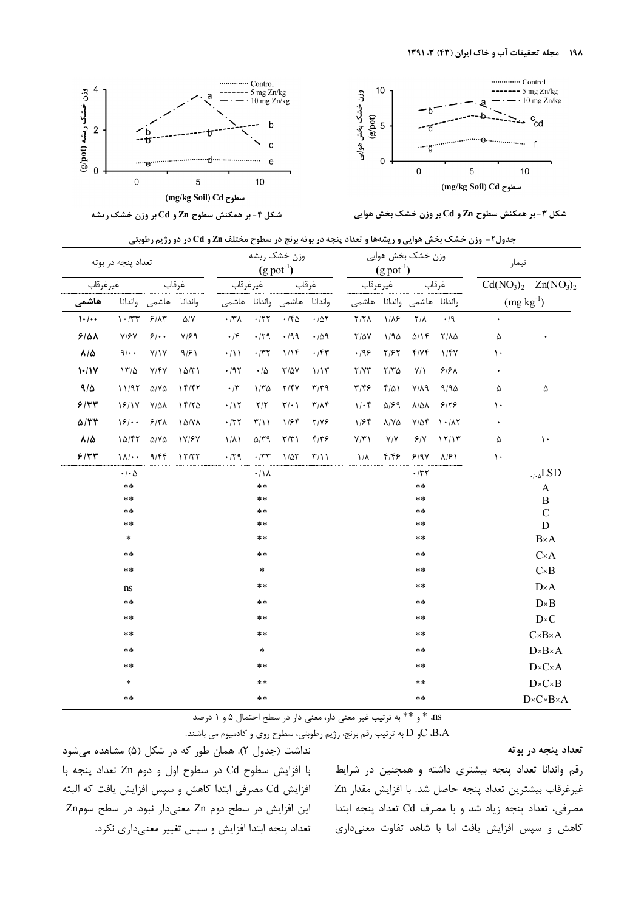شکل ۳- بر همکنش سطوح Zn و Cd بر وزن خشک بخش هوایی

شکل ۴- بر همکنش سطوح Zn و Cd بر وزن خشک ریشه

جدول۲- وزن خشک بخش هوایی و ریشه‌ها و تعداد پنجه در بوته برنج در سطوح مختلف Zn و Cd در دو رژیم رطوبتی

| تیمار | | وزن خشک بخش هوایی $(g\ pot^{-1})$ | | | | وزن خشک ریشه $(g\ pot^{-1})$ | | | | تعداد پنجه در بوته | | | |
|---|---|---|---|---|---|---|---|---|---|---|---|---|---|
| | | غرقاب | | غیرغرقاب | | غرقاب | | غیرغرقاب | | غرقاب | | غیرغرقاب | |
| $Zn(NO_3)_2$ | $Cd(NO_3)_2$ $(mg\ kg^{-1})$ | واندانا | هاشمی | واندانا | هاشمی | واندانا | هاشمی | واندانا | هاشمی | واندانا | هاشمی | واندانا | هاشمی |
| | ۰ | ۰/۹ | ۲/۸ | ۱/۸۶ | ۲/۲۸ | ۰/۵۲ | ۰/۴۵ | ۰/۲۲ | ۰/۳۸ | ۵/۷ | ۶/۸۳ | ۱۰/۳۳ | ۱۰/۰۰ |
| ۰ | ۵ | ۲/۸۵ | ۵/۱۴ | ۱/۹۵ | ۲/۵۷ | ۰/۵۹ | ۰/۹۹ | ۰/۲۹ | ۰/۴ | ۷/۶۹ | ۶/۰۰ | ۷/۶۷ | ۶/۵۸ |
| | ۱۰ | ۱/۴۷ | ۴/۷۴ | ۲/۶۲ | ۰/۹۶ | ۰/۴۳ | ۱/۱۴ | ۰/۳۳ | ۰/۱۱ | ۹/۶۱ | ۷/۱۷ | ۹/۰۰ | ۸/۵ |
| | ۰ | ۶/۶۸ | ۷/۱ | ۲/۳۵ | ۲/۷۳ | ۱/۱۳ | ۳/۵۷ | ۰/۵ | ۰/۹۲ | ۱۵/۳۱ | ۷/۴۷ | ۱۳/۵ | ۱۰/۱۷ |
| ۵ | ۵ | ۹/۹۵ | ۷/۸۹ | ۴/۵۱ | ۳/۴۶ | ۳/۳۹ | ۲/۴۷ | ۱/۳۵ | ۰/۳ | ۱۴/۴۲ | ۵/۷۵ | ۱۱/۹۲ | ۹/۵ |
| | ۱۰ | ۶/۲۶ | ۸/۵۸ | ۵/۶۹ | ۱/۰۴ | ۳/۸۴ | ۳/۰۱ | ۲/۲ | ۰/۱۲ | ۱۴/۲۵ | ۷/۵۸ | ۱۶/۱۷ | ۶/۳۳ |
| | ۰ | ۱۰/۸۲ | ۷/۵۴ | ۸/۷۵ | ۱/۶۴ | ۲/۷۶ | ۱/۶۴ | ۳/۱۱ | ۰/۲۲ | ۱۵/۷۸ | ۶/۳۸ | ۱۶/۰۰ | ۵/۳۳ |
| ۱۰ | ۵ | ۱۲/۱۳ | ۶/۷ | ۷/۷ | ۷/۳۱ | ۴/۳۶ | ۳/۳۱ | ۵/۳۹ | ۱/۸۱ | ۱۷/۶۷ | ۵/۷۵ | ۱۵/۴۲ | ۸/۵ |
| | ۱۰ | ۸/۶۱ | ۶/۹۷ | ۴/۴۶ | ۱/۸ | ۳/۱۱ | ۱/۵۳ | ۰/۳۳ | ۰/۲۹ | ۱۲/۳۳ | ۹/۴۴ | ۱۸/۰۰ | ۶/۳۳ |
| $LSD_{0.05}$ | | ۰/۳۲ | | | | ۰/۱۸ | | | | ۰/۰۵ | | | |
| A | | ** | | | | ** | | | | ** | | | |
| B | | ** | | | | ** | | | | ** | | | |
| C | | ** | | | | ** | | | | ** | | | |
| D | | ** | | | | ** | | | | ** | | | |
| B×A | | ** | | | | ** | | | | * | | | |
| C×A | | ** | | | | ** | | | | ** | | | |
| C×B | | ** | | | | * | | | | ** | | | |
| D×A | | ** | | | | ** | | | | ns | | | |
| D×B | | ** | | | | ** | | | | ** | | | |
| D×C | | ** | | | | ** | | | | ** | | | |
| C×B×A | | ** | | | | ** | | | | ** | | | |
| D×B×A | | ** | | | | * | | | | ** | | | |
| D×C×A | | ** | | | | ** | | | | ** | | | |
| D×C×B | | ** | | | | ** | | | | * | | | |
| D×C×B×A | | ** | | | | ** | | | | ** | | | |

ns، * و ** به ترتیب غیر معنی دار، معنی دار در سطح احتمال ۵ و ۱ درصد

A، B، C و D به ترتیب رقم برنج، رژیم رطوبتی، سطوح روی و کادمیوم می باشند.

### تعداد پنجه در بوته

رقم واندانا تعداد پنجه بیشتری داشته و همچنین در شرایط غیرغرقاب بیشترین تعداد پنجه حاصل شد. با افزایش مقدار Zn مصرفی، تعداد پنجه زیاد شد و با مصرف Cd تعداد پنجه ابتدا کاهش و سپس افزایش یافت اما با شاهد تفاوت معنی‌داری نداشت (جدول ۲). همان طور که در شکل (۵) مشاهده می‌شود با افزایش سطوح Cd در سطوح اول و دوم Zn تعداد پنجه با افزایش Cd مصرفی ابتدا کاهش و سپس افزایش یافت که البته این افزایش در سطح دوم Zn معنی‌دار نبود. در سطح سومZn تعداد پنجه ابتدا افزایش و سپس تغییر معنی‌داری نکرد.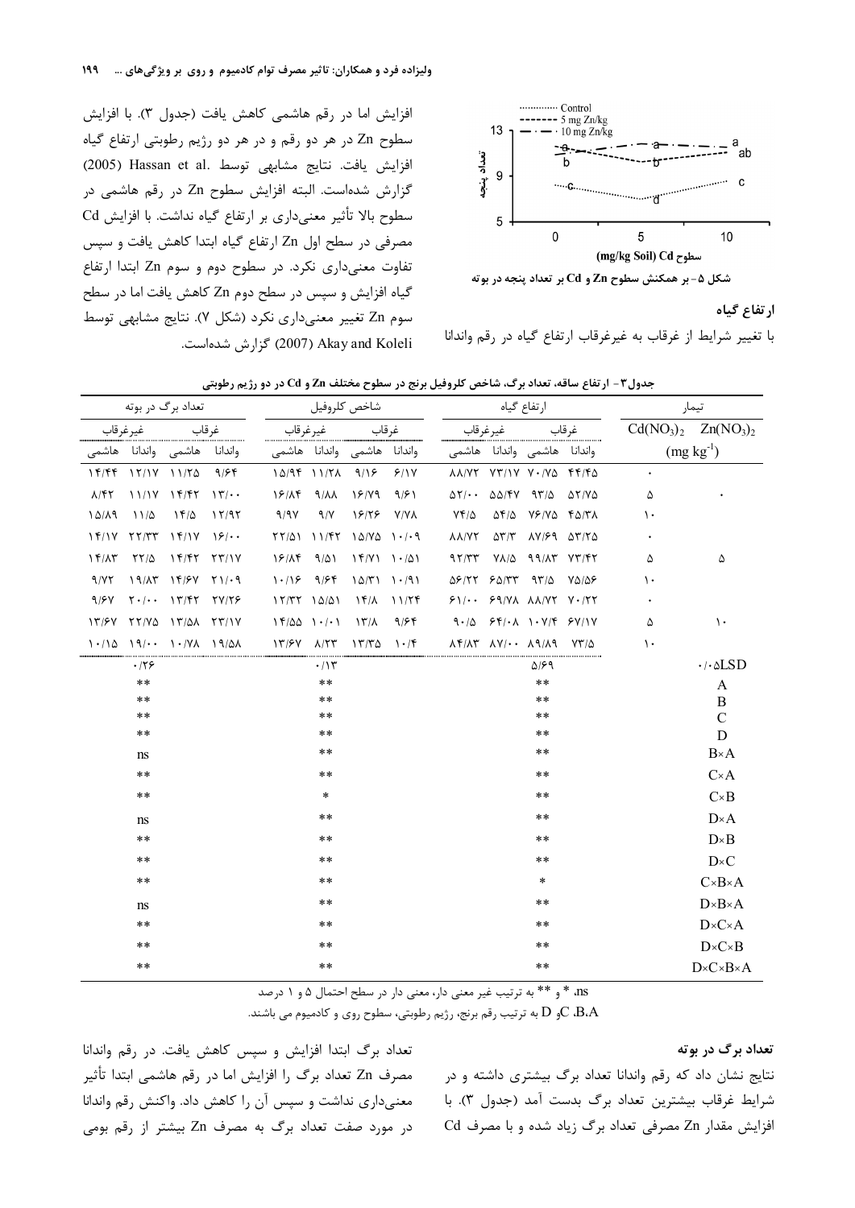افزایش اما در رقم هاشمی کاهش یافت (جدول ۳). با افزایش سطوح Zn در هر دو رقم و در هر دو رژیم رطوبتی ارتفاع گیاه افزایش یافت. نتایج مشابهی توسط Hassan et al. (2005) گزارش شده‌است. البته افزایش سطوح Zn در رقم هاشمی در سطوح بالا تأثیر معنی‌داری بر ارتفاع گیاه نداشت. با افزایش Cd مصرفی در سطح اول Zn ارتفاع گیاه ابتدا کاهش یافت و سپس تفاوت معنی‌داری نکرد. در سطوح دوم و سوم Zn ابتدا ارتفاع گیاه افزایش و سپس در سطح دوم Zn کاهش یافت اما در سطح سوم Zn تغییر معنی‌داری نکرد (شکل ۷). نتایج مشابهی توسط Akay and Koleli (2007) گزارش شده‌است.

شکل ۵- بر همکنش سطوح Zn و Cd بر تعداد پنجه در بوته

### ارتفاع گیاه

با تغییر شرایط از غرقاب به غیرغرقاب ارتفاع گیاه در رقم واندانا

جدول۳- ارتفاع ساقه، تعداد برگ، شاخص کلروفیل برنج در سطوح مختلف Zn و Cd در دو رژیم رطوبتی

| تیمار $Zn(NO_3)_2$ | تیمار $Cd(NO_3)_2$ ($mg\ kg^{-1}$) | ارتفاع گیاه - غرقاب - واندانا | ارتفاع گیاه - غرقاب - هاشمی | ارتفاع گیاه - غیرغرقاب - واندانا | ارتفاع گیاه - غیرغرقاب - هاشمی | شاخص کلروفیل - غرقاب - واندانا | شاخص کلروفیل - غرقاب - هاشمی | شاخص کلروفیل - غیرغرقاب - واندانا | شاخص کلروفیل - غیرغرقاب - هاشمی | تعداد برگ در بوته - غرقاب - واندانا | تعداد برگ در بوته - غرقاب - هاشمی | تعداد برگ در بوته - غیرغرقاب - واندانا | تعداد برگ در بوته - غیرغرقاب - هاشمی |
|---|---|---|---|---|---|---|---|---|---|---|---|---|---|
| ۰ | ۰ | ۴۴/۴۵ | ۷۰/۷۵ | ۷۳/۱۷ | ۸۸/۷۲ | ۶/۱۷ | ۹/۱۶ | ۱۱/۲۸ | ۱۵/۹۴ | ۹/۶۴ | ۱۱/۲۵ | ۱۲/۱۷ | ۱۴/۴۴ |
| | ۵ | ۵۲/۷۵ | ۹۳/۵ | ۵۵/۴۷ | ۵۲/۰۰ | ۹/۶۱ | ۱۶/۷۹ | ۹/۸۸ | ۱۶/۸۴ | ۱۳/۰۰ | ۱۴/۴۲ | ۱۱/۱۷ | ۸/۴۲ |
| | ۱۰ | ۴۵/۳۸ | ۷۶/۷۵ | ۵۴/۵ | ۷۴/۵ | ۷/۷۸ | ۱۶/۲۶ | ۹/۷ | ۹/۹۷ | ۱۲/۹۲ | ۱۴/۵ | ۱۱/۵ | ۱۵/۸۹ |
| ۵ | ۰ | ۵۳/۲۵ | ۸۷/۶۹ | ۵۳/۳ | ۸۸/۷۲ | ۱۰/۰۹ | ۱۵/۷۵ | ۱۱/۴۲ | ۲۲/۵۱ | ۱۶/۰۰ | ۱۴/۱۷ | ۲۲/۳۳ | ۱۴/۱۷ |
| | ۵ | ۷۳/۴۲ | ۹۹/۸۳ | ۷۸/۵ | ۹۲/۳۳ | ۱۰/۵۱ | ۱۴/۷۱ | ۹/۵۱ | ۱۶/۸۴ | ۲۳/۱۷ | ۱۴/۴۲ | ۲۲/۵ | ۱۴/۸۳ |
| | ۱۰ | ۷۵/۵۶ | ۹۳/۵ | ۶۵/۳۳ | ۵۶/۲۲ | ۱۰/۹۱ | ۱۵/۳۱ | ۹/۶۴ | ۱۰/۱۶ | ۲۱/۰۹ | ۱۴/۶۷ | ۱۹/۸۳ | ۹/۷۲ |
| ۱۰ | ۰ | ۷۰/۲۲ | ۸۸/۷۲ | ۶۹/۷۸ | ۶۱/۰۰ | ۱۱/۲۴ | ۱۴/۸ | ۱۵/۵۱ | ۱۲/۳۲ | ۲۷/۲۶ | ۱۳/۴۲ | ۲۰/۰۰ | ۹/۶۷ |
| | ۵ | ۶۷/۱۷ | ۱۰۷/۴ | ۶۴/۰۸ | ۹۰/۵ | ۹/۶۴ | ۱۳/۸ | ۱۰/۰۱ | ۱۴/۵۵ | ۲۳/۱۷ | ۱۳/۵۸ | ۲۲/۷۵ | ۱۳/۶۷ |
| | ۱۰ | ۷۳/۵ | ۸۹/۸۹ | ۸۷/۰۰ | ۸۴/۸۳ | ۱۰/۴ | ۱۳/۳۵ | ۸/۲۳ | ۱۳/۶۷ | ۱۹/۵۸ | ۱۰/۷۸ | ۱۹/۰۰ | ۱۰/۱۵ |
| ۰/۰۵LSD | | ۵/۶۹ | | | | ۰/۱۳ | | | | ۰/۲۶ | | | |
| A | | ** | | | | ** | | | | ** | | | |
| B | | ** | | | | ** | | | | ** | | | |
| C | | ** | | | | ** | | | | ** | | | |
| D | | ** | | | | ** | | | | ** | | | |
| B×A | | ** | | | | ** | | | | ns | | | |
| C×A | | ** | | | | ** | | | | ** | | | |
| C×B | | ** | | | | * | | | | ** | | | |
| D×A | | ** | | | | ** | | | | ns | | | |
| D×B | | ** | | | | ** | | | | ** | | | |
| D×C | | ** | | | | ** | | | | ** | | | |
| C×B×A | | * | | | | ** | | | | ** | | | |
| D×B×A | | ** | | | | ** | | | | ns | | | |
| D×C×A | | ** | | | | ** | | | | ** | | | |
| D×C×B | | ** | | | | ** | | | | ** | | | |
| D×C×B×A | | ** | | | | ** | | | | ** | | | |

ns، * و ** به ترتیب غیر معنی دار، معنی دار در سطح احتمال ۵ و ۱ درصد

A، B، C و D به ترتیب رقم برنج، رژیم رطوبتی، سطوح روی و کادمیوم می باشند.

### تعداد برگ در بوته

نتایج نشان داد که رقم واندانا تعداد برگ بیشتری داشته و در شرایط غرقاب بیشترین تعداد برگ بدست آمد (جدول ۳). با افزایش مقدار Zn مصرفی تعداد برگ زیاد شده و با مصرف Cd تعداد برگ ابتدا افزایش و سپس کاهش یافت. در رقم واندانا مصرف Zn تعداد برگ را افزایش اما در رقم هاشمی ابتدا تأثیر معنی‌داری نداشت و سپس آن را کاهش داد. واکنش رقم واندانا در مورد صفت تعداد برگ به مصرف Zn بیشتر از رقم بومی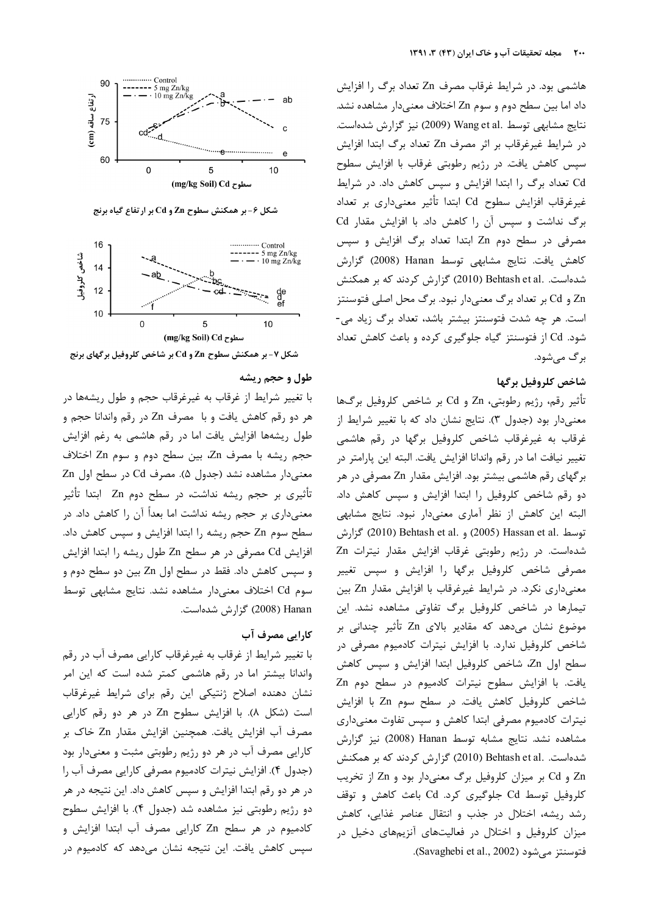هاشمی بود. در شرایط غرقاب مصرف Zn تعداد برگ را افزایش داد اما بین سطح دوم و سوم Zn اختلاف معنی‌دار مشاهده نشد. نتایج مشابهی توسط Wang et al. (2009) نیز گزارش شده‌است. در شرایط غیرغرقاب بر اثر مصرف Zn تعداد برگ ابتدا افزایش سپس کاهش یافت. در رژیم رطوبتی غرقاب با افزایش سطوح Cd تعداد برگ را ابتدا افزایش و سپس کاهش داد. در شرایط غیرغرقاب افزایش سطوح Cd ابتدا تأثیر معنی‌داری بر تعداد برگ نداشت و سپس آن را کاهش داد. با افزایش مقدار Cd مصرفی در سطح دوم Zn ابتدا تعداد برگ افزایش و سپس کاهش یافت. نتایج مشابهی توسط Hanan (2008) گزارش شده‌است. Behtash et al. (2010) گزارش کردند که بر همکنش Zn و Cd بر تعداد برگ معنی‌دار نبود. برگ محل اصلی فتوسنتز است. هر چه شدت فتوسنتز بیشتر باشد، تعداد برگ زیاد می‌شود. Cd از فتوسنتز گیاه جلوگیری کرده و باعث کاهش تعداد برگ می‌شود.

### شاخص کلروفیل برگها

تأثیر رقم، رژیم رطوبتی، Zn و Cd بر شاخص کلروفیل برگ‌ها معنی‌دار بود (جدول ۳). نتایج نشان داد که با تغییر شرایط از غرقاب به غیرغرقاب شاخص کلروفیل برگها در رقم هاشمی تغییر نیافت اما در رقم واندانا افزایش یافت. البته این پارامتر در برگهای رقم هاشمی بیشتر بود. افزایش مقدار Zn مصرفی در هر دو رقم شاخص کلروفیل را ابتدا افزایش و سپس کاهش داد. البته این کاهش از نظر آماری معنی‌دار نبود. نتایج مشابهی توسط Hassan et al. (2005) و Behtash et al. (2010) گزارش شده‌است. در رژیم رطوبتی غرقاب افزایش مقدار نیترات Zn مصرفی شاخص کلروفیل برگها را افزایش و سپس تغییر معنی‌داری نکرد. در شرایط غیرغرقاب با افزایش مقدار Zn بین تیمارها در شاخص کلروفیل برگ تفاوتی مشاهده نشد. این موضوع نشان می‌دهد که مقادیر بالای Zn تأثیر چندانی بر شاخص کلروفیل ندارد. با افزایش نیترات کادمیوم مصرفی در سطح اول Zn، شاخص کلروفیل ابتدا افزایش و سپس کاهش یافت. با افزایش سطوح نیترات کادمیوم در سطح دوم Zn شاخص کلروفیل کاهش یافت. در سطح سوم Zn با افزایش نیترات کادمیوم مصرفی ابتدا کاهش و سپس تفاوت معنی‌داری مشاهده نشد. نتایج مشابه توسط Hanan (2008) نیز گزارش شده‌است. Behtash et al. (2010) گزارش کردند که بر همکنش Zn و Cd بر میزان کلروفیل برگ معنی‌دار بود و Zn از تخریب کلروفیل توسط Cd جلوگیری کرد. Cd باعث کاهش و توقف رشد ریشه، اختلال در جذب و انتقال عناصر غذایی، کاهش میزان کلروفیل و اختلال در فعالیت‌های آنزیم‌های دخیل در فتوسنتز می‌شود (Savaghebi et al., 2002).

شکل ۶- بر همکنش سطوح Zn و Cd بر ارتفاع گیاه برنج

شکل ۷- بر همکنش سطوح Zn و Cd بر شاخص کلروفیل برگهای برنج

### طول و حجم ریشه

با تغییر شرایط از غرقاب به غیرغرقاب حجم و طول ریشه‌ها در هر دو رقم کاهش یافت و با مصرف Zn در رقم واندانا حجم و طول ریشه‌ها افزایش یافت اما در رقم هاشمی به رغم افزایش حجم ریشه با مصرف Zn، بین سطح دوم و سوم Zn اختلاف معنی‌دار مشاهده نشد (جدول ۵). مصرف Cd در سطح اول Zn تأثیری بر حجم ریشه نداشت، در سطح دوم Zn ابتدا تأثیر معنی‌داری بر حجم ریشه نداشت اما بعداً آن را کاهش داد. در سطح سوم Zn حجم ریشه را ابتدا افزایش و سپس کاهش داد. افزایش Cd مصرفی در هر سطح Zn طول ریشه را ابتدا افزایش و سپس کاهش داد. فقط در سطح اول Zn بین دو سطح دوم و سوم Cd اختلاف معنی‌دار مشاهده نشد. نتایج مشابهی توسط Hanan (2008) گزارش شده‌است.

### کارایی مصرف آب

با تغییر شرایط از غرقاب به غیرغرقاب کارایی مصرف آب در رقم واندانا بیشتر اما در رقم هاشمی کمتر شده است که این امر نشان دهنده اصلاح ژنتیکی این رقم برای شرایط غیرغرقاب است (شکل ۸). با افزایش سطوح Zn در هر دو رقم کارایی مصرف آب افزایش یافت. همچنین افزایش مقدار Zn خاک بر کارایی مصرف آب در هر دو رژیم رطوبتی مثبت و معنی‌دار بود (جدول ۴). افزایش نیترات کادمیوم مصرفی کارایی مصرف آب را در هر دو رقم ابتدا افزایش و سپس کاهش داد. این نتیجه در هر دو رژیم رطوبتی نیز مشاهده شد (جدول ۴). با افزایش سطوح کادمیوم در هر سطح Zn کارایی مصرف آب ابتدا افزایش و سپس کاهش یافت. این نتیجه نشان می‌دهد که کادمیوم در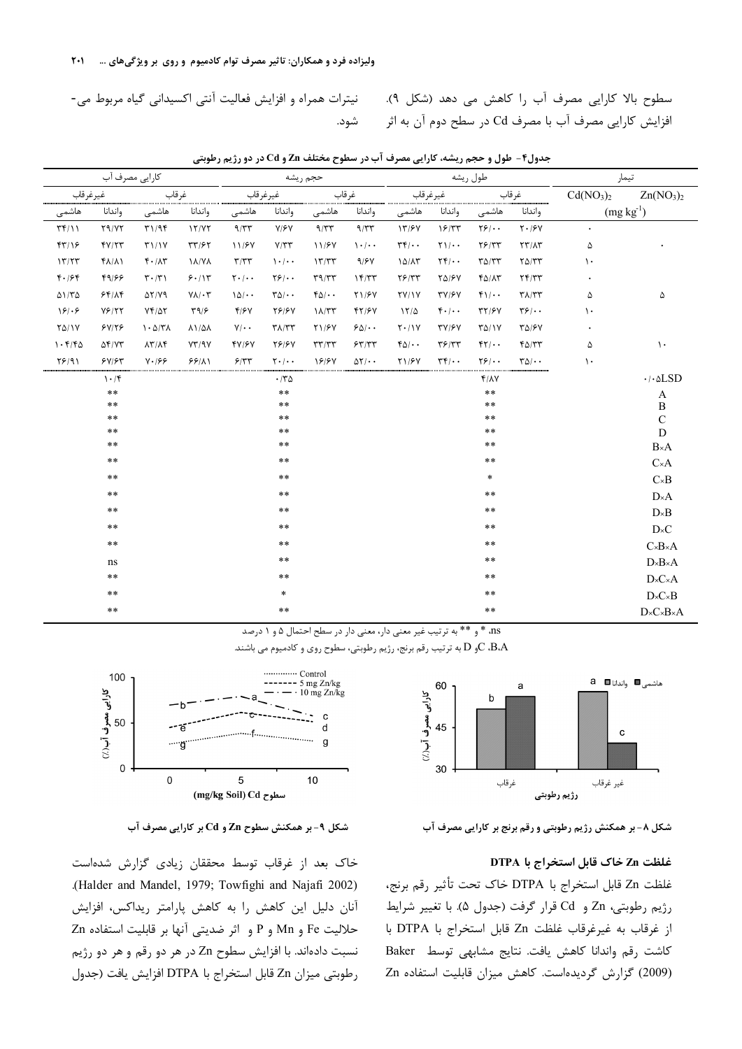سطوح بالا کارایی مصرف آب را کاهش می دهد (شکل ۹). افزایش کارایی مصرف آب با مصرف Cd در سطح دوم آن به اثر نیترات همراه و افزایش فعالیت آنتی اکسیدانی گیاه مربوط می-شود.

جدول۴- طول و حجم ریشه، کارایی مصرف آب در سطوح مختلف Zn و Cd در دو رژیم رطوبتی

| تیمار | | طول ریشه | | | | حجم ریشه | | | | کارایی مصرف آب | | | |
|---|---|---|---|---|---|---|---|---|---|---|---|---|---|
| $Zn(NO_3)_2$ | $Cd(NO_3)_2$ | غرقاب | | غیرغرقاب | | غرقاب | | غیرغرقاب | | غرقاب | | غیرغرقاب | |
| ($mg\ kg^{-1}$) | | واندانا | هاشمی | واندانا | هاشمی | واندانا | هاشمی | واندانا | هاشمی | واندانا | هاشمی | واندانا | هاشمی |
| ۰ | ۰ | ۲۰/۶۷ | ۲۶/۰۰ | ۱۶/۳۳ | ۱۳/۶۷ | ۹/۳۳ | ۹/۳۳ | ۷/۶۷ | ۹/۳۳ | ۱۲/۷۲ | ۳۱/۹۴ | ۲۹/۷۲ | ۳۴/۱۱ |
| | ۵ | ۲۳/۸۳ | ۲۶/۳۳ | ۲۱/۰۰ | ۳۴/۰۰ | ۱۰/۰۰ | ۱۱/۶۷ | ۷/۳۳ | ۱۱/۶۷ | ۳۳/۶۲ | ۳۱/۱۷ | ۴۷/۲۳ | ۴۳/۱۶ |
| | ۱۰ | ۲۵/۳۳ | ۳۵/۳۳ | ۲۴/۰۰ | ۱۵/۸۳ | ۹/۶۷ | ۱۳/۳۳ | ۱۰/۰۰ | ۳/۳۳ | ۱۸/۷۸ | ۴۰/۸۳ | ۴۸/۸۱ | ۱۳/۲۳ |
| ۵ | ۰ | ۲۴/۳۳ | ۴۵/۸۳ | ۲۵/۶۷ | ۲۶/۳۳ | ۱۴/۳۳ | ۳۹/۳۳ | ۲۶/۰۰ | ۲۰/۰۰ | ۶۰/۱۳ | ۳۰/۳۱ | ۴۹/۶۶ | ۴۰/۶۴ |
| | ۵ | ۳۸/۳۳ | ۴۱/۰۰ | ۳۷/۶۷ | ۲۷/۱۷ | ۲۱/۶۷ | ۴۵/۰۰ | ۳۵/۰۰ | ۱۵/۰۰ | ۷۸/۰۳ | ۵۲/۷۹ | ۶۴/۸۴ | ۵۱/۳۵ |
| | ۱۰ | ۳۶/۰۰ | ۳۲/۶۷ | ۴۰/۰۰ | ۱۲/۵ | ۴۲/۶۷ | ۱۸/۳۳ | ۲۶/۶۷ | ۴/۶۷ | ۳۹/۶ | ۷۴/۵۲ | ۷۶/۲۲ | ۱۶/۰۶ |
| ۱۰ | ۰ | ۳۵/۶۷ | ۳۵/۱۷ | ۳۷/۶۷ | ۲۰/۱۷ | ۶۵/۰۰ | ۲۱/۶۷ | ۳۸/۳۳ | ۷/۰۰ | ۸۱/۵۸ | ۱۰۵/۳۸ | ۶۷/۲۶ | ۲۵/۱۷ |
| | ۵ | ۴۵/۳۳ | ۴۲/۰۰ | ۳۶/۳۳ | ۴۵/۰۰ | ۶۳/۳۳ | ۳۳/۳۳ | ۲۶/۶۷ | ۴۷/۶۷ | ۷۳/۹۷ | ۸۳/۸۴ | ۵۴/۷۳ | ۱۰۴/۴۵ |
| | ۱۰ | ۳۵/۰۰ | ۲۶/۰۰ | ۳۴/۰۰ | ۲۱/۶۷ | ۵۲/۰۰ | ۱۶/۶۷ | ۲۰/۰۰ | ۶/۳۳ | ۶۶/۸۱ | ۷۰/۶۶ | ۶۷/۶۳ | ۲۶/۹۱ |
| ۰/۰۵LSD | | ۴/۸۷ | | | | ۰/۳۵ | | | | ۱۰/۴ | | | |
| A | | ** | | | | ** | | | | ** | | | |
| B | | ** | | | | ** | | | | ** | | | |
| C | | ** | | | | ** | | | | ** | | | |
| D | | ** | | | | ** | | | | ** | | | |
| B×A | | ** | | | | ** | | | | ** | | | |
| C×A | | ** | | | | ** | | | | ** | | | |
| C×B | | * | | | | ** | | | | ** | | | |
| D×A | | ** | | | | ** | | | | ** | | | |
| D×B | | ** | | | | ** | | | | ** | | | |
| D×C | | ** | | | | ** | | | | ** | | | |
| C×B×A | | ** | | | | ** | | | | ** | | | |
| D×B×A | | ** | | | | ** | | | | ns | | | |
| D×C×A | | ** | | | | ** | | | | ** | | | |
| D×C×B | | ** | | | | * | | | | ** | | | |
| D×C×B×A | | ** | | | | ** | | | | ** | | | |

ns، * و ** به ترتیب غیر معنی دار، معنی دار در سطح احتمال ۵ و ۱ درصد

D و C ،B ،A به ترتیب رقم برنج، رژیم رطوبتی، سطوح روی و کادمیوم می باشند.

شکل ۸- بر همکنش رژیم رطوبتی و رقم برنج بر کارایی مصرف آب

شکل ۹- بر همکنش سطوح Zn و Cd بر کارایی مصرف آب

### غلظت Zn خاک قابل استخراج با DTPA

غلظت Zn قابل استخراج با DTPA خاک تحت تأثیر رقم برنج، رژیم رطوبتی، Zn و Cd قرار گرفت (جدول ۵). با تغییر شرایط از غرقاب به غیرغرقاب غلظت Zn قابل استخراج با DTPA با کاشت رقم واندانا کاهش یافت. نتایج مشابهی توسط Baker (2009) گزارش گردیده‌است. کاهش میزان قابلیت استفاده Zn خاک بعد از غرقاب توسط محققان زیادی گزارش شده‌است (Halder and Mandel, 1979; Towfighi and Najafi 2002). آنان دلیل این کاهش را به کاهش پارامتر ریداکس، افزایش حلالیت Fe و Mn و P و اثر ضدیتی آنها بر قابلیت استفاده Zn نسبت داده‌اند. با افزایش سطوح Zn در هر دو رقم و هر دو رژیم رطوبتی میزان Zn قابل استخراج با DTPA افزایش یافت (جدول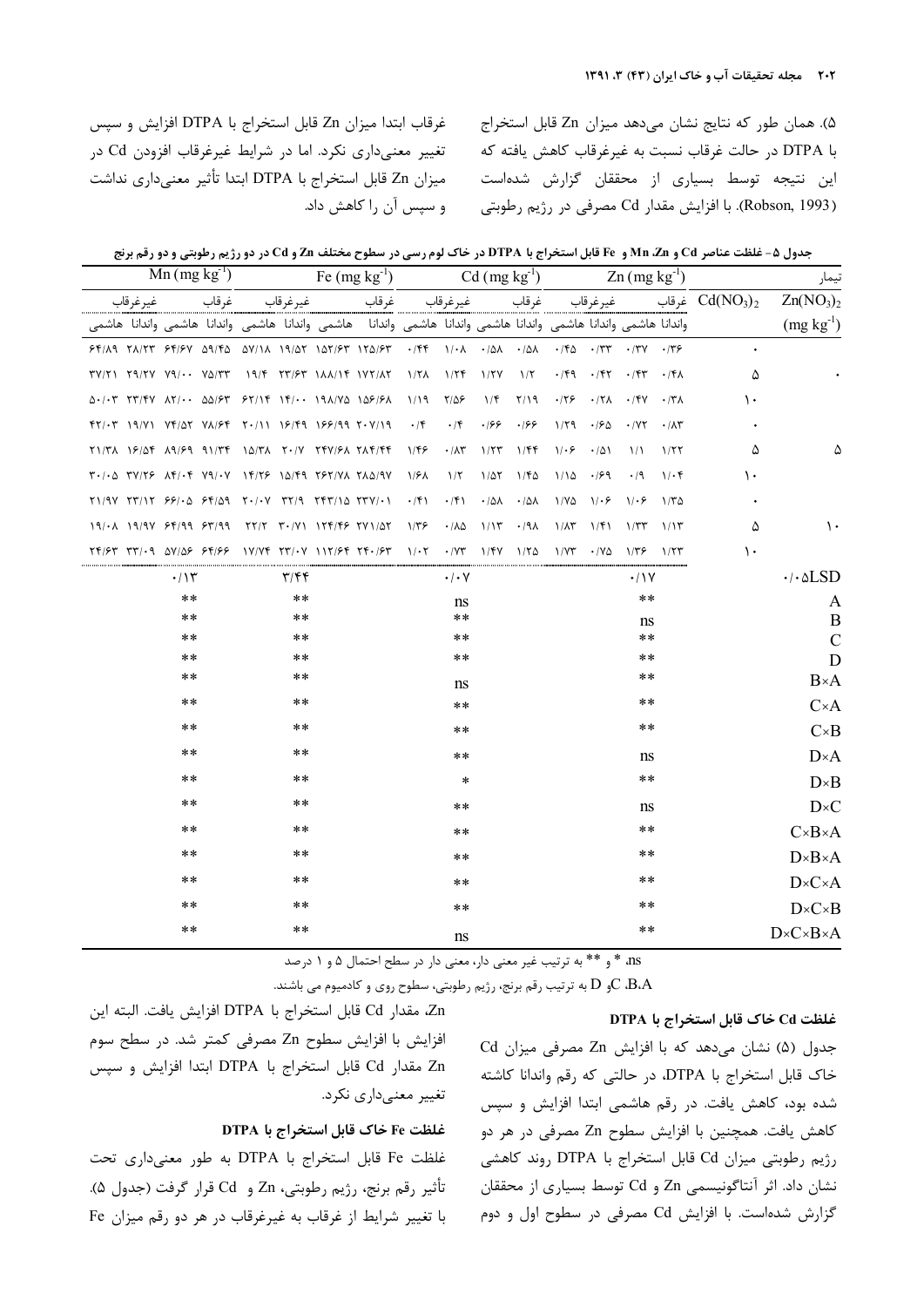۵). همان طور که نتایج نشان می‌دهد میزان Zn قابل استخراج با DTPA در حالت غرقاب نسبت به غیرغرقاب کاهش یافته که این نتیجه توسط بسیاری از محققان گزارش شده‌است (Robson, 1993). با افزایش مقدار Cd مصرفی در رژیم رطوبتی غرقاب ابتدا میزان Zn قابل استخراج با DTPA افزایش و سپس تغییر معنی‌داری نکرد. اما در شرایط غیرغرقاب افزودن Cd در میزان Zn قابل استخراج با DTPA ابتدا تأثیر معنی‌داری نداشت و سپس آن را کاهش داد.

جدول ۵- غلظت عناصر Cd و Zn، Mn و Fe قابل استخراج با DTPA در خاک لوم رسی در سطوح مختلف Zn و Cd در دو رژیم رطوبتی و دو رقم برنج

| تیمار | | Zn ($mg\ kg^{-1}$) | | | | Cd ($mg\ kg^{-1}$) | | | | Fe ($mg\ kg^{-1}$) | | | | Mn ($mg\ kg^{-1}$) | | | |
|---|---|---|---|---|---|---|---|---|---|---|---|---|---|---|---|---|---|
| $Zn(NO_3)_2$ ($mg\ kg^{-1}$) | $Cd(NO_3)_2$ | غرقاب | | غیرغرقاب | | غرقاب | | غیرغرقاب | | غرقاب | | غیرغرقاب | | غرقاب | | غیرغرقاب | |
| | | واندانا | هاشمی | واندانا | هاشمی | واندانا | هاشمی | واندانا | هاشمی | واندانا | هاشمی | واندانا | هاشمی | واندانا | هاشمی | واندانا | هاشمی |
| · | · | ۰/۳۶ | ۰/۳۷ | ۰/۳۳ | ۰/۴۵ | ۰/۵۸ | ۰/۵۸ | ۱/۰۸ | ۰/۴۴ | ۱۲۵/۶۳ | ۱۵۲/۶۳ | ۱۹/۵۲ | ۵۷/۱۸ | ۵۹/۴۵ | ۶۴/۶۷ | ۲۸/۲۳ | ۶۴/۸۹ |
| | ۵ | ۰/۴۸ | ۰/۴۳ | ۰/۴۲ | ۰/۴۹ | ۱/۲ | ۱/۲۷ | ۱/۲۴ | ۱/۲۸ | ۱۷۲/۸۲ | ۱۸۸/۱۴ | ۲۳/۶۳ | ۱۹/۴ | ۷۵/۳۳ | ۷۹/۰۰ | ۲۹/۲۷ | ۳۷/۲۱ |
| | ۱۰ | ۰/۳۸ | ۰/۴۷ | ۰/۲۸ | ۰/۲۶ | ۲/۱۹ | ۱/۴ | ۲/۵۶ | ۱/۱۹ | ۱۵۶/۶۸ | ۱۹۸/۷۵ | ۱۴/۰۰ | ۶۲/۱۴ | ۵۵/۶۳ | ۸۲/۰۰ | ۲۳/۴۷ | ۵۰/۰۳ |
| ۵ | · | ۰/۸۳ | ۰/۷۲ | ۰/۶۵ | ۱/۲۹ | ۰/۶۶ | ۰/۶۶ | ۰/۴ | ۰/۴ | ۲۰۷/۱۹ | ۱۶۶/۹۹ | ۱۶/۴۹ | ۲۰/۱۱ | ۷۸/۶۴ | ۷۴/۵۲ | ۱۹/۷۱ | ۴۲/۰۳ |
| | ۵ | ۱/۲۲ | ۱/۱ | ۰/۵۱ | ۱/۰۶ | ۱/۴۴ | ۱/۲۳ | ۰/۸۳ | ۱/۴۶ | ۲۸۴/۴۴ | ۲۴۷/۶۸ | ۲۰/۰۷ | ۱۵/۳۸ | ۹۱/۳۴ | ۸۹/۶۹ | ۱۶/۵۴ | ۲۱/۳۸ |
| | ۱۰ | ۱/۰۴ | ۰/۹ | ۰/۶۹ | ۱/۱۵ | ۱/۴۵ | ۱/۵۲ | ۱/۲ | ۱/۶۸ | ۲۸۵/۹۷ | ۲۶۲/۷۸ | ۱۵/۴۹ | ۱۴/۲۶ | ۷۹/۰۷ | ۸۴/۰۴ | ۳۷/۲۶ | ۳۰/۰۵ |
| ۱۰ | · | ۱/۳۵ | ۱/۰۶ | ۱/۰۶ | ۱/۷۵ | ۰/۵۸ | ۰/۵۸ | ۰/۴۱ | ۰/۴۱ | ۲۳۷/۰۱ | ۲۴۳/۱۵ | ۳۲/۹ | ۲۰/۰۷ | ۶۴/۵۹ | ۶۶/۰۵ | ۲۳/۱۲ | ۲۱/۹۷ |
| | ۵ | ۱/۱۳ | ۱/۳۳ | ۱/۴۱ | ۱/۸۳ | ۰/۹۸ | ۱/۱۳ | ۰/۸۵ | ۱/۳۶ | ۲۷۱/۵۲ | ۱۲۴/۴۶ | ۳۰/۷۱ | ۲۲/۲ | ۶۳/۹۹ | ۶۴/۹۹ | ۱۹/۹۷ | ۱۹/۰۸ |
| | ۱۰ | ۱/۲۳ | ۱/۳۶ | ۰/۷۵ | ۱/۷۳ | ۱/۲۵ | ۱/۴۷ | ۰/۷۳ | ۱/۰۲ | ۲۴۰/۶۳ | ۱۱۲/۶۴ | ۲۳/۰۷ | ۱۷/۷۴ | ۶۴/۶۶ | ۵۷/۵۶ | ۳۳/۰۹ | ۲۴/۶۳ |
| LSD۰/۰۵ | | ۰/۱۷ | | | | ۰/۰۷ | | | | ۳/۴۴ | | | | ۰/۱۳ | | | |
| A | | ** | | | | ns | | | | ** | | | | ** | | | |
| B | | ns | | | | ** | | | | ** | | | | ** | | | |
| C | | ** | | | | ** | | | | ** | | | | ** | | | |
| D | | ** | | | | ** | | | | ** | | | | ** | | | |
| B×A | | ** | | | | ns | | | | ** | | | | ** | | | |
| C×A | | ** | | | | ** | | | | ** | | | | ** | | | |
| C×B | | ** | | | | ** | | | | ** | | | | ** | | | |
| D×A | | ns | | | | ** | | | | ** | | | | ** | | | |
| D×B | | ** | | | | * | | | | ** | | | | ** | | | |
| D×C | | ns | | | | ** | | | | ** | | | | ** | | | |
| C×B×A | | ** | | | | ** | | | | ** | | | | ** | | | |
| D×B×A | | ** | | | | ** | | | | ** | | | | ** | | | |
| D×C×A | | ** | | | | ** | | | | ** | | | | ** | | | |
| D×C×B | | ** | | | | ** | | | | ** | | | | ** | | | |
| D×C×B×A | | ** | | | | ns | | | | ** | | | | ** | | | |

ns، * و ** به ترتیب غیر معنی دار، معنی دار در سطح احتمال ۵ و ۱ درصد

A، B، C و D به ترتیب رقم برنج، رژیم رطوبتی، سطوح روی و کادمیوم می باشند.

### غلظت Cd خاک قابل استخراج با DTPA

جدول (۵) نشان می‌دهد که با افزایش Zn مصرفی میزان Cd خاک قابل استخراج با DTPA، در حالتی که رقم واندانا کاشته شده بود، کاهش یافت. در رقم هاشمی ابتدا افزایش و سپس کاهش یافت. همچنین با افزایش سطوح Zn مصرفی در هر دو رژیم رطوبتی میزان Cd قابل استخراج با DTPA روند کاهشی نشان داد. اثر آنتاگونیسمی Zn و Cd توسط بسیاری از محققان گزارش شده‌است. با افزایش Cd مصرفی در سطوح اول و دوم Zn، مقدار Cd قابل استخراج با DTPA افزایش یافت. البته این افزایش با افزایش سطوح Zn مصرفی کمتر شد. در سطح سوم Zn مقدار Cd قابل استخراج با DTPA ابتدا افزایش و سپس تغییر معنی‌داری نکرد.

### غلظت Fe خاک قابل استخراج با DTPA

غلظت Fe قابل استخراج با DTPA به طور معنی‌داری تحت تأثیر رقم برنج، رژیم رطوبتی، Zn و Cd قرار گرفت (جدول ۵). با تغییر شرایط از غرقاب به غیرغرقاب در هر دو رقم میزان Fe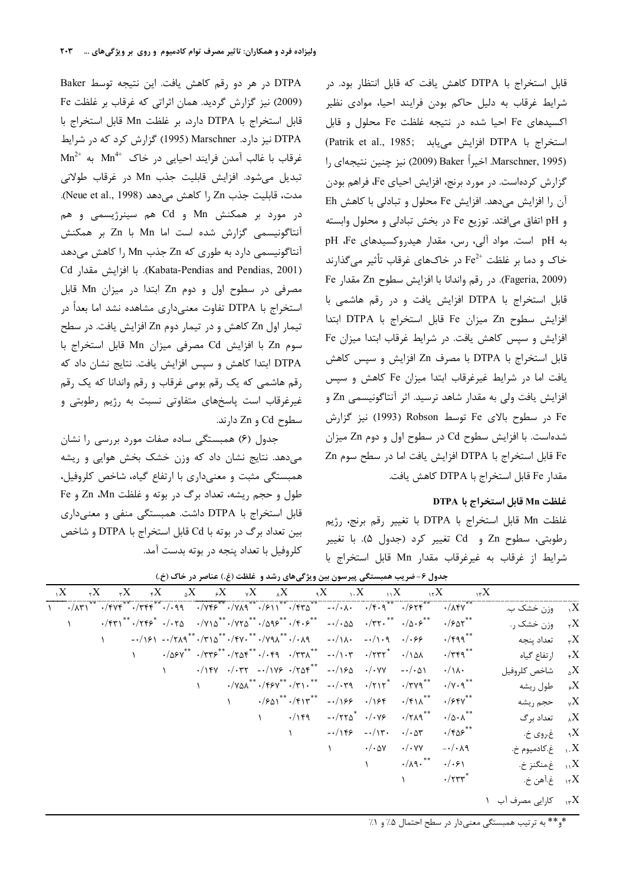قابل استخراج با DTPA کاهش یافت که قابل انتظار بود. در شرایط غرقاب به دلیل حاکم بودن فرایند احیا، موادی نظیر اکسیدهای Fe احیا شده در نتیجه غلظت Fe محلول و قابل استخراج با DTPA افزایش می‌یابد (Patrik et al., 1985; Marschner, 1995). اخیراً Baker (2009) نیز چنین نتیجه‌ای را گزارش کرده‌است. در مورد برنج، افزایش احیای Fe، فراهم بودن آن را افزایش می‌دهد. افزایش Fe محلول و تبادلی با کاهش Eh و pH اتفاق می‌افتد. توزیع Fe در بخش تبادلی و محلول وابسته به pH است. مواد آلی، رس، مقدار هیدروکسیدهای Fe، pH خاک و دما بر غلظت $Fe^{2+}$ در خاک‌های غرقاب تأثیر می‌گذارند (Fageria, 2009). در رقم واندانا با افزایش سطوح Zn مقدار Fe قابل استخراج با DTPA افزایش یافت و در رقم هاشمی با افزایش سطوح Zn میزان Fe قابل استخراج با DTPA ابتدا افزایش و سپس کاهش یافت. در شرایط غرقاب ابتدا میزان Fe قابل استخراج با DTPA با مصرف Zn افزایش و سپس کاهش یافت اما در شرایط غیرغرقاب ابتدا میزان Fe کاهش و سپس افزایش یافت ولی به مقدار شاهد نرسید. اثر آنتاگونیسمی Zn و Fe در سطوح بالای Fe توسط Robson (1993) نیز گزارش شده‌است. با افزایش سطوح Cd در سطوح اول و دوم Zn میزان Fe قابل استخراج با DTPA افزایش یافت اما در سطح سوم Zn مقدار Fe قابل استخراج با DTPA کاهش یافت.

#### غلظت Mn قابل استخراج با DTPA

غلظت Mn قابل استخراج با DTPA با تغییر رقم برنج، رژیم رطوبتی، سطوح Zn و Cd تغییر کرد (جدول ۵). با تغییر شرایط از غرقاب به غیرغرقاب مقدار Mn قابل استخراج با DTPA در هر دو رقم کاهش یافت. این نتیجه توسط Baker (2009) نیز گزارش گردید. همان اثراتی که غرقاب بر غلظت Fe قابل استخراج با DTPA دارد، بر غلظت Mn قابل استخراج با DTPA نیز دارد. Marschner (1995) گزارش کرد که در شرایط غرقاب با غالب آمدن فرایند احیایی در خاک $Mn^{4+}$ به $Mn^{2+}$ تبدیل می‌شود. افزایش قابلیت جذب Mn در غرقاب طولانی مدت، قابلیت جذب Zn را کاهش می‌دهد (Neue et al., 1998). در مورد برهمکنش Mn و Cd هم سینرژیسمی و هم آنتاگونیسمی گزارش شده است اما Mn با Zn بر همکنش آنتاگونیسمی دارد به طوری که Zn جذب Mn را کاهش می‌دهد (Kabata-Pendias and Pendias, 2001). با افزایش مقدار Cd مصرفی در سطوح اول و دوم Zn ابتدا در میزان Mn قابل استخراج با DTPA تفاوت معنی‌داری مشاهده نشد اما بعداً در تیمار اول Zn کاهش و در تیمار دوم Zn افزایش یافت. در سطح سوم Zn با افزایش Cd مصرفی میزان Mn قابل استخراج با DTPA ابتدا کاهش و سپس افزایش یافت. نتایج نشان داد که رقم هاشمی که یک رقم بومی غرقاب و رقم واندانا که یک رقم غیرغرقاب است پاسخ‌های متفاوتی نسبت به رژیم رطوبتی و سطوح Cd و Zn دارند.

جدول (۶) همبستگی ساده صفات مورد بررسی را نشان می‌دهد. نتایج نشان داد که وزن خشک بخش هوایی و ریشه همبستگی مثبت و معنی‌داری با ارتفاع گیاه، شاخص کلروفیل، طول و حجم ریشه، تعداد برگ در بوته و غلظت Mn، Zn و Fe قابل استخراج با DTPA داشت. همبستگی منفی و معنی‌داری بین تعداد برگ در بوته با Cd قابل استخراج با DTPA و شاخص کلروفیل با تعداد پنجه در بوته بدست آمد.

جدول ۶- ضریب همبستگی پیرسون بین ویژگی‌های رشد و غلظت (غ.) عناصر در خاک (خ.)

| | $X_1$ | $X_2$ | $X_3$ | $X_4$ | $X_5$ | $X_6$ | $X_7$ | $X_8$ | $X_9$ | $X_{10}$ | $X_{11}$ | $X_{12}$ | $X_{13}$ |
|---|---|---|---|---|---|---|---|---|---|---|---|---|---|
| $X_1$ وزن خشک ب. | ۱ | ۰/۸۳۱** | ۰/۴۷۴** | ۰/۳۴۴** | ۰/۰۹۹ | ۰/۷۴۶** | ۰/۷۸۹** | ۰/۶۱۱** | ۰/۴۳۵** | -۰/۰۸۰ | ۰/۴۰۹** | ۰/۶۲۴** | ۰/۸۴۷** |
| $X_2$ وزن خشک ر. | | ۱ | ۰/۴۳۱** | ۰/۲۴۶* | ۰/۰۲۵ | ۰/۷۱۵** | ۰/۷۲۵** | ۰/۵۹۶** | ۰/۴۰۶** | -۰/۰۵۵ | ۰/۳۲۰** | ۰/۵۰۶** | ۰/۶۵۲** |
| $X_3$ تعداد پنجه | | | ۱ | -۰/۱۶۱ | -۰/۲۸۹** | ۰/۳۱۵** | ۰/۴۷۰** | ۰/۷۹۸** | ۰/۰۸۹ | -۰/۱۸۰ | -۰/۱۰۹ | ۰/۰۶۶ | ۰/۴۹۹** |
| $X_4$ ارتفاع گیاه | | | | ۱ | ۰/۵۶۷** | ۰/۳۳۶** | ۰/۲۵۴** | ۰/۰۴۹ | ۰/۳۳۸** | -۰/۱۰۳ | ۰/۲۲۲* | ۰/۱۵۸ | ۰/۳۴۹** |
| $X_5$ شاخص کلروفیل | | | | | ۱ | ۰/۱۴۷ | ۰/۰۳۲ | -۰/۱۷۶ | ۰/۲۵۴** | -۰/۱۶۵ | ۰/۰۷۷ | -۰/۰۵۱ | ۰/۱۸۰ |
| $X_6$ طول ریشه | | | | | | ۱ | ۰/۷۵۸** | ۰/۴۶۷** | ۰/۳۱۰** | -۰/۰۳۹ | ۰/۲۱۲* | ۰/۳۷۹** | ۰/۷۰۹** |
| $X_7$ حجم ریشه | | | | | | | ۱ | ۰/۶۵۱** | ۰/۴۱۳** | -۰/۱۶۶ | ۰/۱۶۴ | ۰/۴۱۸** | ۰/۶۴۷** |
| $X_8$ تعداد برگ | | | | | | | | ۱ | ۰/۱۴۹ | -۰/۲۲۵* | ۰/۰۷۶ | ۰/۲۸۹** | ۰/۵۰۸** |
| $X_9$ غ.روی خ. | | | | | | | | | ۱ | -۰/۱۴۶ | -۰/۱۳۰ | ۰/۰۵۳ | ۰/۴۵۶** |
| $X_{10}$ غ.کادمیوم خ. | | | | | | | | | | ۱ | ۰/۰۵۷ | ۰/۰۷۷ | -۰/۰۸۹ |
| $X_{11}$ غ.منگنز خ. | | | | | | | | | | | ۱ | ۰/۸۹۰** | ۰/۰۶۱ |
| $X_{12}$ غ.آهن خ. | | | | | | | | | | | | ۱ | ۰/۲۳۳* |
| $X_{13}$ کارایی مصرف آب | | | | | | | | | | | | | ۱ |

* و ** به ترتیب همبستگی معنی‌دار در سطح احتمال ۵٪ و ۱٪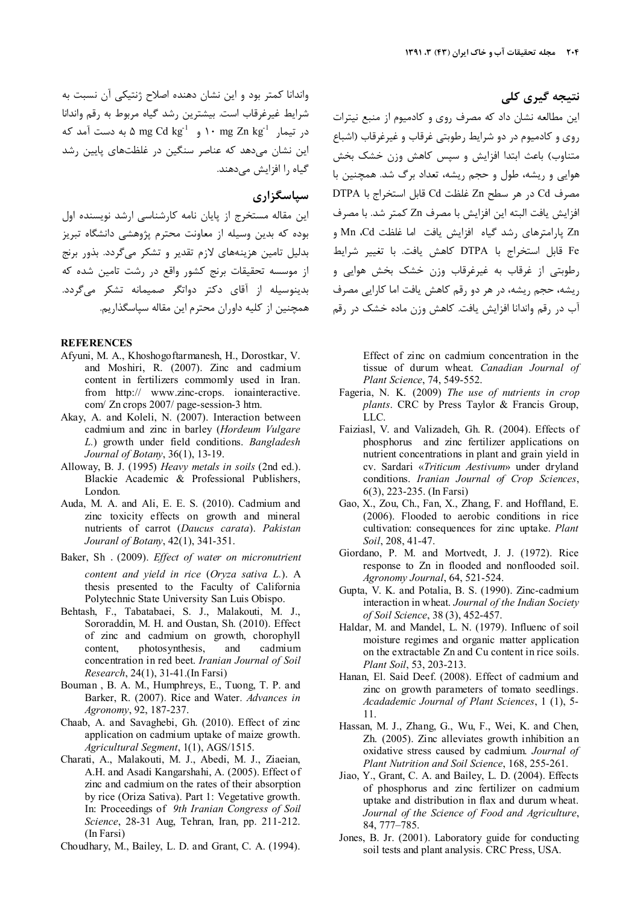## نتیجه گیری کلی

این مطالعه نشان داد که مصرف روی و کادمیوم از منبع نیترات روی و کادمیوم در دو شرایط رطوبتی غرقاب و غیرغرقاب (اشباع متناوب) باعث ابتدا افزایش و سپس کاهش وزن خشک بخش هوایی و ریشه، طول و حجم ریشه، تعداد برگ شد. همچنین با مصرف Cd در هر سطح Zn غلظت Cd قابل استخراج با DTPA افزایش یافت البته این افزایش با مصرف Zn کمتر شد. با مصرف Zn پارامترهای رشد گیاه افزایش یافت اما غلظت Cd، Mn و Fe قابل استخراج با DTPA کاهش یافت. با تغییر شرایط رطوبتی از غرقاب به غیرغرقاب وزن خشک بخش هوایی و ریشه، حجم ریشه، در هر دو رقم کاهش یافت اما کارایی مصرف آب در رقم واندانا افزایش یافت. کاهش وزن ماده خشک در رقم واندانا کمتر بود و این نشان دهنده اصلاح ژنتیکی آن نسبت به شرایط غیرغرقاب است. بیشترین رشد گیاه مربوط به رقم واندانا در تیمار $10\ mg\ Zn\ kg^{-1}$ و $5\ mg\ Cd\ kg^{-1}$ به دست آمد که این نشان می‌دهد که عناصر سنگین در غلظت‌های پایین رشد گیاه را افزایش می‌دهند.

## سپاسگزاری

این مقاله مستخرج از پایان نامه کارشناسی ارشد نویسنده اول بوده که بدین وسیله از معاونت محترم پژوهشی دانشگاه تبریز بدلیل تامین هزینه‌های لازم تقدیر و تشکر می‌گردد. بذور برنج از موسسه تحقیقات برنج کشور واقع در رشت تامین شده که بدینوسیله از آقای دکتر دواتگر صمیمانه تشکر می‌گردد. همچنین از کلیه داوران محترم این مقاله سپاسگذاریم.

## REFERENCES

Afyuni, M. A., Khoshogoftarmanesh, H., Dorostkar, V. and Moshiri, R. (2007). Zinc and cadmium content in fertilizers commomly used in Iran. from http:// www.zinc-crops. ionainteractive. com/ Zn crops 2007/ page-session-3 htm.

Akay, A. and Koleli, N. (2007). Interaction between cadmium and zinc in barley (*Hordeum Vulgare L.*) growth under field conditions. *Bangladesh Journal of Botany*, 36(1), 13-19.

Alloway, B. J. (1995) *Heavy metals in soils* (2nd ed.). Blackie Academic & Professional Publishers, London.

Auda, M. A. and Ali, E. E. S. (2010). Cadmium and zinc toxicity effects on growth and mineral nutrients of carrot (*Daucus carata*). *Pakistan Jouranl of Botany*, 42(1), 341-351.

Baker, Sh . (2009). *Effect of water on micronutrient content and yield in rice* (*Oryza sativa L.*). A thesis presented to the Faculty of California Polytechnic State University San Luis Obispo.

Behtash, F., Tabatabaei, S. J., Malakouti, M. J., Sororaddin, M. H. and Oustan, Sh. (2010). Effect of zinc and cadmium on growth, chorophyll content, photosynthesis, and cadmium concentration in red beet. *Iranian Journal of Soil Research*, 24(1), 31-41.(In Farsi)

Bouman , B. A. M., Humphreys, E., Tuong, T. P. and Barker, R. (2007). Rice and Water. *Advances in Agronomy*, 92, 187-237.

Chaab, A. and Savaghebi, Gh. (2010). Effect of zinc application on cadmium uptake of maize growth. *Agricultural Segment*, 1(1), AGS/1515.

Charati, A., Malakouti, M. J., Abedi, M. J., Ziaeian, A.H. and Asadi Kangarshahi, A. (2005). Effect of zinc and cadmium on the rates of their absorption by rice (Oriza Sativa). Part 1: Vegetative growth. In: Proceedings of *9th Iranian Congress of Soil Science*, 28-31 Aug, Tehran, Iran, pp. 211-212. (In Farsi)

Choudhary, M., Bailey, L. D. and Grant, C. A. (1994). Effect of zinc on cadmium concentration in the tissue of durum wheat. *Canadian Journal of Plant Science*, 74, 549-552.

Fageria, N. K. (2009) *The use of nutrients in crop plants*. CRC by Press Taylor & Francis Group, LLC.

Faiziasl, V. and Valizadeh, Gh. R. (2004). Effects of phosphorus and zinc fertilizer applications on nutrient concentrations in plant and grain yield in cv. Sardari «*Triticum Aestivum*» under dryland conditions. *Iranian Journal of Crop Sciences*, 6(3), 223-235. (In Farsi)

Gao, X., Zou, Ch., Fan, X., Zhang, F. and Hoffland, E. (2006). Flooded to aerobic conditions in rice cultivation: consequences for zinc uptake. *Plant Soil*, 208, 41-47.

Giordano, P. M. and Mortvedt, J. J. (1972). Rice response to Zn in flooded and nonflooded soil. *Agronomy Journal*, 64, 521-524.

Gupta, V. K. and Potalia, B. S. (1990). Zinc-cadmium interaction in wheat. *Journal of the Indian Society of Soil Science*, 38 (3), 452-457.

Haldar, M. and Mandel, L. N. (1979). Influenc of soil moisture regimes and organic matter application on the extractable Zn and Cu content in rice soils. *Plant Soil*, 53, 203-213.

Hanan, El. Said Deef. (2008). Effect of cadmium and zinc on growth parameters of tomato seedlings. *Acadademic Journal of Plant Sciences*, 1 (1), 5-11.

Hassan, M. J., Zhang, G., Wu, F., Wei, K. and Chen, Zh. (2005). Zinc alleviates growth inhibition an oxidative stress caused by cadmium. *Journal of Plant Nutrition and Soil Science*, 168, 255-261.

Jiao, Y., Grant, C. A. and Bailey, L. D. (2004). Effects of phosphorus and zinc fertilizer on cadmium uptake and distribution in flax and durum wheat. *Journal of the Science of Food and Agriculture*, 84, 777–785.

Jones, B. Jr. (2001). Laboratory guide for conducting soil tests and plant analysis. CRC Press, USA.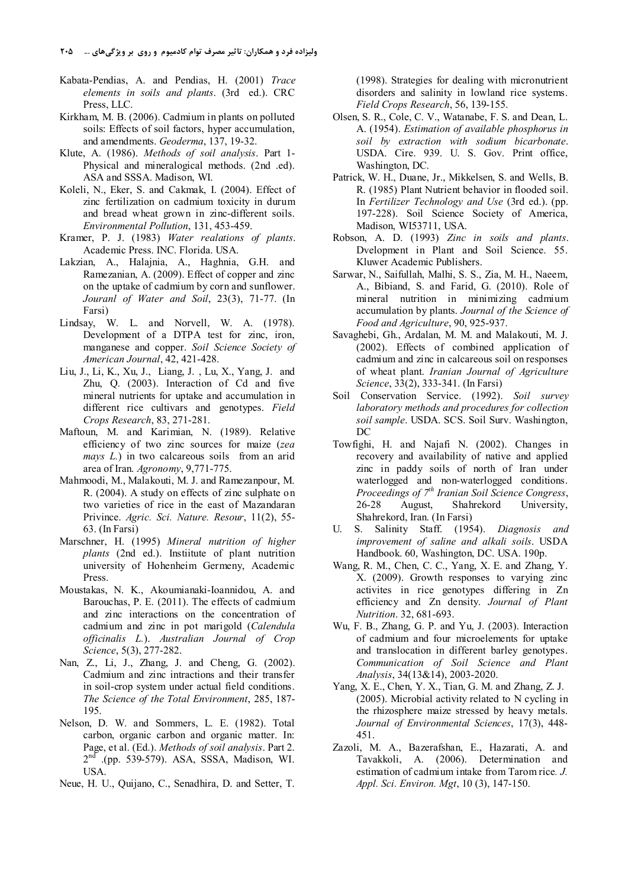Kabata-Pendias, A. and Pendias, H. (2001) *Trace elements in soils and plants*. (3rd ed.). CRC Press, LLC.

Kirkham, M. B. (2006). Cadmium in plants on polluted soils: Effects of soil factors, hyper accumulation, and amendments. *Geoderma*, 137, 19-32.

Klute, A. (1986). *Methods of soil analysis*. Part 1- Physical and mineralogical methods. (2nd .ed). ASA and SSSA. Madison, WI.

Koleli, N., Eker, S. and Cakmak, I. (2004). Effect of zinc fertilization on cadmium toxicity in durum and bread wheat grown in zinc-different soils. *Environmental Pollution*, 131, 453-459.

Kramer, P. J. (1983) *Water realations of plants*. Academic Press. INC. Florida. USA.

Lakzian, A., Halajnia, A., Haghnia, G.H. and Ramezanian, A. (2009). Effect of copper and zinc on the uptake of cadmium by corn and sunflower. *Jouranl of Water and Soil*, 23(3), 71-77. (In Farsi)

Lindsay, W. L. and Norvell, W. A. (1978). Development of a DTPA test for zinc, iron, manganese and copper. *Soil Science Society of American Journal*, 42, 421-428.

Liu, J., Li, K., Xu, J., Liang, J. , Lu, X., Yang, J. and Zhu, Q. (2003). Interaction of Cd and five mineral nutrients for uptake and accumulation in different rice cultivars and genotypes. *Field Crops Research*, 83, 271-281.

Maftoun, M. and Karimian, N. (1989). Relative efficiency of two zinc sources for maize (*zea mays L.*) in two calcareous soils from an arid area of Iran. *Agronomy*, 9,771-775.

Mahmoodi, M., Malakouti, M. J. and Ramezanpour, M. R. (2004). A study on effects of zinc sulphate on two varieties of rice in the east of Mazandaran Privince. *Agric. Sci. Nature. Resour*, 11(2), 55-63. (In Farsi)

Marschner, H. (1995) *Mineral nutrition of higher plants* (2nd ed.). Instiitute of plant nutrition university of Hohenheim Germeny, Academic Press.

Moustakas, N. K., Akoumianaki-Ioannidou, A. and Barouchas, P. E. (2011). The effects of cadmium and zinc interactions on the concentration of cadmium and zinc in pot marigold (*Calendula officinalis L.*). *Australian Journal of Crop Science*, 5(3), 277-282.

Nan, Z., Li, J., Zhang, J. and Cheng, G. (2002). Cadmium and zinc intractions and their transfer in soil-crop system under actual field conditions. *The Science of the Total Environment*, 285, 187-195.

Nelson, D. W. and Sommers, L. E. (1982). Total carbon, organic carbon and organic matter. In: Page, et al. (Ed.). *Methods of soil analysis*. Part 2. 2nd .(pp. 539-579). ASA, SSSA, Madison, WI. USA.

Neue, H. U., Quijano, C., Senadhira, D. and Setter, T. (1998). Strategies for dealing with micronutrient disorders and salinity in lowland rice systems. *Field Crops Research*, 56, 139-155.

Olsen, S. R., Cole, C. V., Watanabe, F. S. and Dean, L. A. (1954). *Estimation of available phosphorus in soil by extraction with sodium bicarbonate*. USDA. Cire. 939. U. S. Gov. Print office, Washington, DC.

Patrick, W. H., Duane, Jr., Mikkelsen, S. and Wells, B. R. (1985) Plant Nutrient behavior in flooded soil. In *Fertilizer Technology and Use* (3rd ed.). (pp. 197-228). Soil Science Society of America, Madison, WI53711, USA.

Robson, A. D. (1993) *Zinc in soils and plants*. Dvelopment in Plant and Soil Science. 55. Kluwer Academic Publishers.

Sarwar, N., Saifullah, Malhi, S. S., Zia, M. H., Naeem, A., Bibiand, S. and Farid, G. (2010). Role of mineral nutrition in minimizing cadmium accumulation by plants. *Journal of the Science of Food and Agriculture*, 90, 925-937.

Savaghebi, Gh., Ardalan, M. M. and Malakouti, M. J. (2002). Effects of combined application of cadmium and zinc in calcareous soil on responses of wheat plant. *Iranian Journal of Agriculture Science*, 33(2), 333-341. (In Farsi)

Soil Conservation Service. (1992). *Soil survey laboratory methods and procedures for collection soil sample*. USDA. SCS. Soil Surv. Washington, DC

Towfighi, H. and Najafi N. (2002). Changes in recovery and availability of native and applied zinc in paddy soils of north of Iran under waterlogged and non-waterlogged conditions. *Proceedings of 7th Iranian Soil Science Congress*, 26-28 August, Shahrekord University, Shahrekord, Iran. (In Farsi)

U. S. Salinity Staff. (1954). *Diagnosis and improvement of saline and alkali soils*. USDA Handbook. 60, Washington, DC. USA. 190p.

Wang, R. M., Chen, C. C., Yang, X. E. and Zhang, Y. X. (2009). Growth responses to varying zinc activites in rice genotypes differing in Zn efficiency and Zn density. *Journal of Plant Nutrition*. 32, 681-693.

Wu, F. B., Zhang, G. P. and Yu, J. (2003). Interaction of cadmium and four microelements for uptake and translocation in different barley genotypes. *Communication of Soil Science and Plant Analysis*, 34(13&14), 2003-2020.

Yang, X. E., Chen, Y. X., Tian, G. M. and Zhang, Z. J. (2005). Microbial activity related to N cycling in the rhizosphere maize stressed by heavy metals. *Journal of Environmental Sciences*, 17(3), 448-451.

Zazoli, M. A., Bazerafshan, E., Hazarati, A. and Tavakkoli, A. (2006). Determination and estimation of cadmium intake from Tarom rice. *J. Appl. Sci. Environ. Mgt*, 10 (3), 147-150.